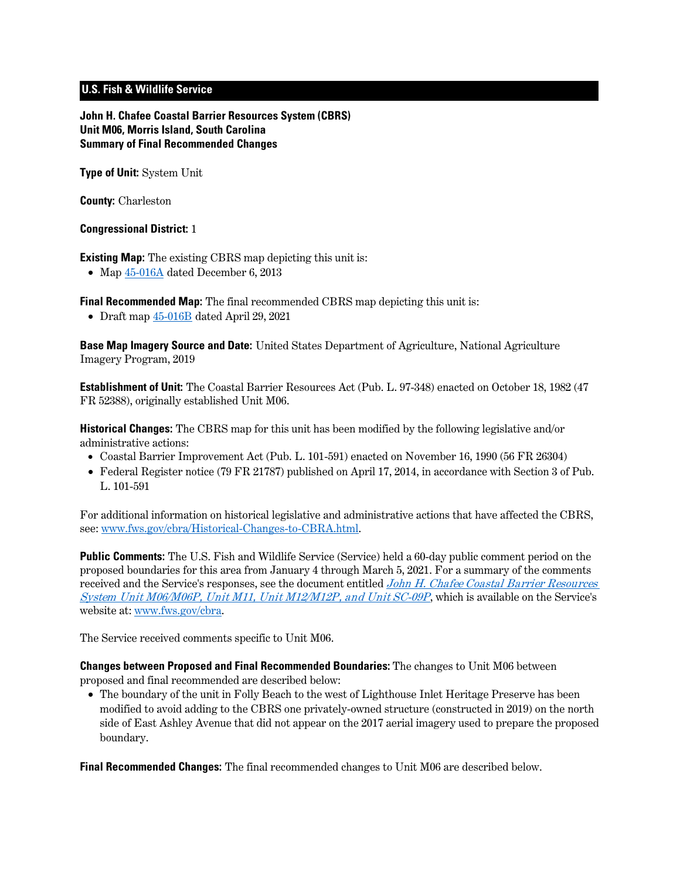## U.S. Fish & Wildlife Service

**John H. Chafee Coastal Barrier Resources System (CBRS)**
**Unit M06, Morris Island, South Carolina**
**Summary of Final Recommended Changes**

**Type of Unit:** System Unit

**County:** Charleston

**Congressional District:** 1

**Existing Map:** The existing CBRS map depicting this unit is:

- Map 45-016A dated December 6, 2013

**Final Recommended Map:** The final recommended CBRS map depicting this unit is:

- Draft map 45-016B dated April 29, 2021

**Base Map Imagery Source and Date:** United States Department of Agriculture, National Agriculture Imagery Program, 2019

**Establishment of Unit:** The Coastal Barrier Resources Act (Pub. L. 97-348) enacted on October 18, 1982 (47 FR 52388), originally established Unit M06.

**Historical Changes:** The CBRS map for this unit has been modified by the following legislative and/or administrative actions:

- Coastal Barrier Improvement Act (Pub. L. 101-591) enacted on November 16, 1990 (56 FR 26304)
- Federal Register notice (79 FR 21787) published on April 17, 2014, in accordance with Section 3 of Pub. L. 101-591

For additional information on historical legislative and administrative actions that have affected the CBRS, see: www.fws.gov/cbra/Historical-Changes-to-CBRA.html.

**Public Comments:** The U.S. Fish and Wildlife Service (Service) held a 60-day public comment period on the proposed boundaries for this area from January 4 through March 5, 2021. For a summary of the comments received and the Service's responses, see the document entitled *John H. Chafee Coastal Barrier Resources System Unit M06/M06P, Unit M11, Unit M12/M12P, and Unit SC-09P*, which is available on the Service's website at: www.fws.gov/cbra.

The Service received comments specific to Unit M06.

**Changes between Proposed and Final Recommended Boundaries:** The changes to Unit M06 between proposed and final recommended are described below:

- The boundary of the unit in Folly Beach to the west of Lighthouse Inlet Heritage Preserve has been modified to avoid adding to the CBRS one privately-owned structure (constructed in 2019) on the north side of East Ashley Avenue that did not appear on the 2017 aerial imagery used to prepare the proposed boundary.

**Final Recommended Changes:** The final recommended changes to Unit M06 are described below.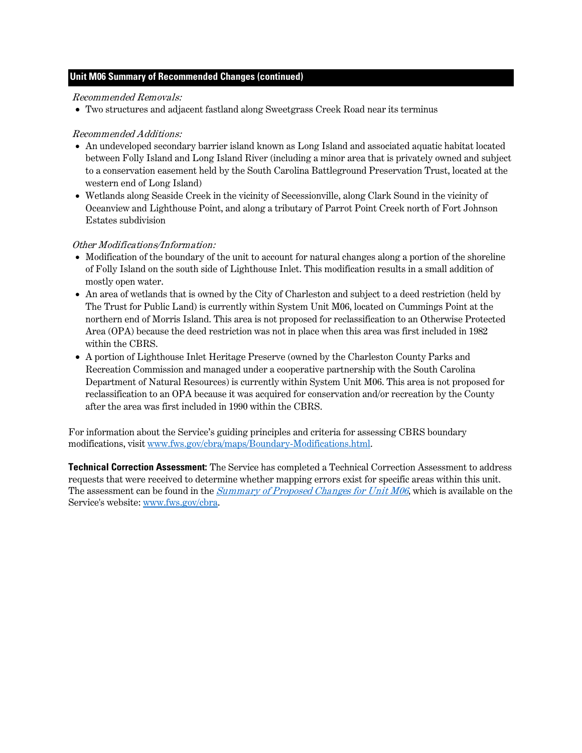## Unit M06 Summary of Recommended Changes (continued)

*Recommended Removals:*

- Two structures and adjacent fastland along Sweetgrass Creek Road near its terminus

*Recommended Additions:*

- An undeveloped secondary barrier island known as Long Island and associated aquatic habitat located between Folly Island and Long Island River (including a minor area that is privately owned and subject to a conservation easement held by the South Carolina Battleground Preservation Trust, located at the western end of Long Island)
- Wetlands along Seaside Creek in the vicinity of Secessionville, along Clark Sound in the vicinity of Oceanview and Lighthouse Point, and along a tributary of Parrot Point Creek north of Fort Johnson Estates subdivision

*Other Modifications/Information:*

- Modification of the boundary of the unit to account for natural changes along a portion of the shoreline of Folly Island on the south side of Lighthouse Inlet. This modification results in a small addition of mostly open water.
- An area of wetlands that is owned by the City of Charleston and subject to a deed restriction (held by The Trust for Public Land) is currently within System Unit M06, located on Cummings Point at the northern end of Morris Island. This area is not proposed for reclassification to an Otherwise Protected Area (OPA) because the deed restriction was not in place when this area was first included in 1982 within the CBRS.
- A portion of Lighthouse Inlet Heritage Preserve (owned by the Charleston County Parks and Recreation Commission and managed under a cooperative partnership with the South Carolina Department of Natural Resources) is currently within System Unit M06. This area is not proposed for reclassification to an OPA because it was acquired for conservation and/or recreation by the County after the area was first included in 1990 within the CBRS.

For information about the Service's guiding principles and criteria for assessing CBRS boundary modifications, visit www.fws.gov/cbra/maps/Boundary-Modifications.html.

**Technical Correction Assessment:** The Service has completed a Technical Correction Assessment to address requests that were received to determine whether mapping errors exist for specific areas within this unit. The assessment can be found in the *Summary of Proposed Changes for Unit M06*, which is available on the Service's website: www.fws.gov/cbra.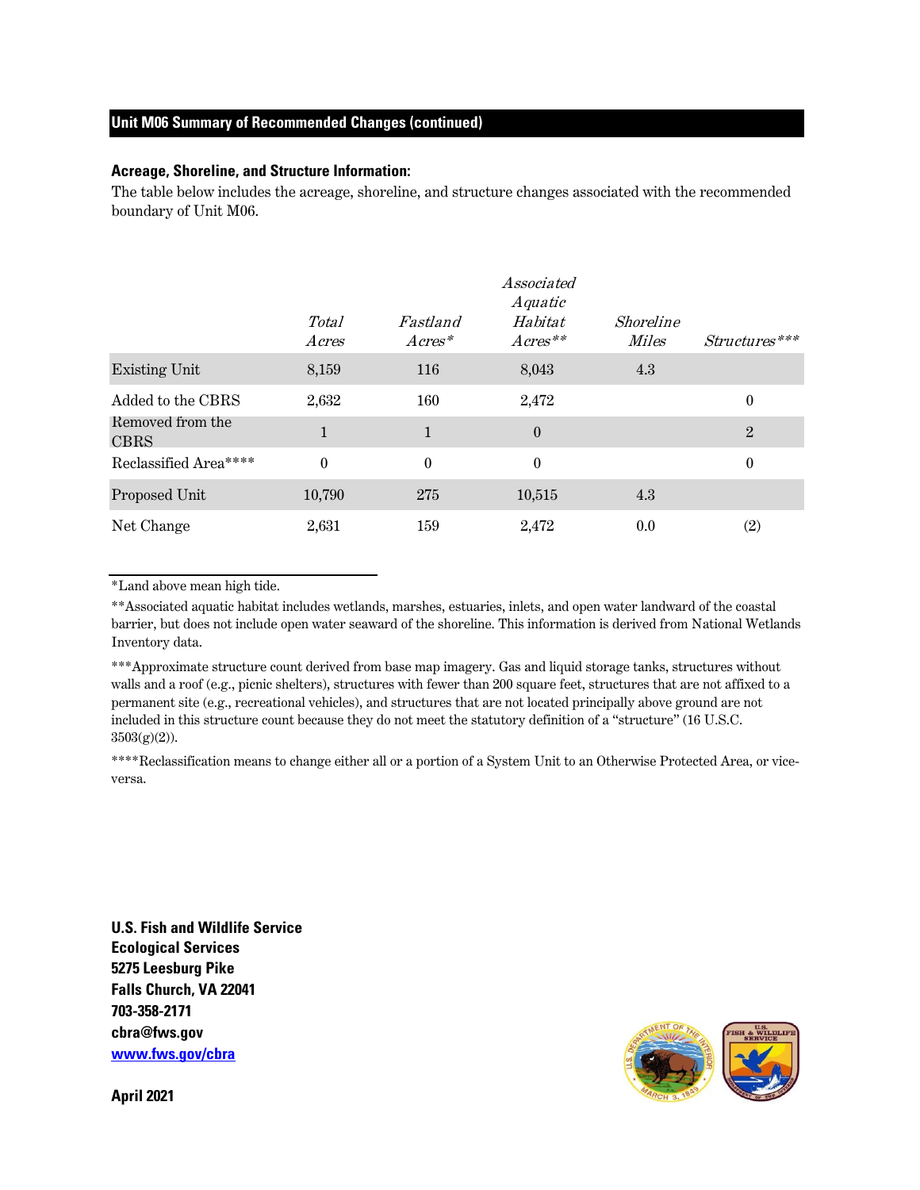## Unit M06 Summary of Recommended Changes (continued)

**Acreage, Shoreline, and Structure Information:**

The table below includes the acreage, shoreline, and structure changes associated with the recommended boundary of Unit M06.

| | *Total Acres* | *Fastland Acres** | *Associated Aquatic Habitat Acres*** | *Shoreline Miles* | *Structures**** |
|---|---|---|---|---|---|
| Existing Unit | 8,159 | 116 | 8,043 | 4.3 | |
| Added to the CBRS | 2,632 | 160 | 2,472 | | 0 |
| Removed from the CBRS | 1 | 1 | 0 | | 2 |
| Reclassified Area**** | 0 | 0 | 0 | | 0 |
| Proposed Unit | 10,790 | 275 | 10,515 | 4.3 | |
| Net Change | 2,631 | 159 | 2,472 | 0.0 | (2) |

*Land above mean high tide.

**Associated aquatic habitat includes wetlands, marshes, estuaries, inlets, and open water landward of the coastal barrier, but does not include open water seaward of the shoreline. This information is derived from National Wetlands Inventory data.

***Approximate structure count derived from base map imagery. Gas and liquid storage tanks, structures without walls and a roof (e.g., picnic shelters), structures with fewer than 200 square feet, structures that are not affixed to a permanent site (e.g., recreational vehicles), and structures that are not located principally above ground are not included in this structure count because they do not meet the statutory definition of a "structure" (16 U.S.C. 3503(g)(2)).

****Reclassification means to change either all or a portion of a System Unit to an Otherwise Protected Area, or vice-versa.

**U.S. Fish and Wildlife Service**
**Ecological Services**
**5275 Leesburg Pike**
**Falls Church, VA 22041**
**703-358-2171**
**cbra@fws.gov**
**www.fws.gov/cbra**

**April 2021**